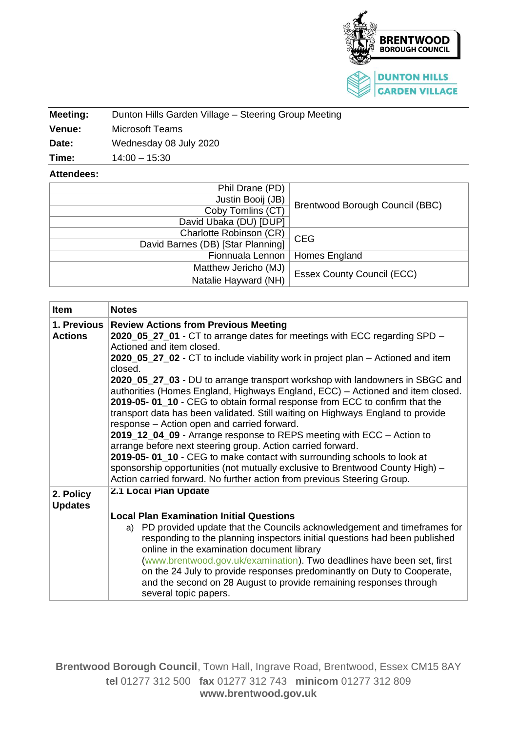| **Meeting:** | Dunton Hills Garden Village – Steering Group Meeting |
|---|---|
| **Venue:** | Microsoft Teams |
| **Date:** | Wednesday 08 July 2020 |
| **Time:** | 14:00 – 15:30 |

**Attendees:**

| | |
|---|---|
| Phil Drane (PD) | Brentwood Borough Council (BBC) |
| Justin Booij (JB) | |
| Coby Tomlins (CT) | |
| David Ubaka (DU) [DUP] | |
| Charlotte Robinson (CR) | CEG |
| David Barnes (DB) [Star Planning] | |
| Fionnuala Lennon | Homes England |
| Matthew Jericho (MJ) | Essex County Council (ECC) |
| Natalie Hayward (NH) | |

| **Item** | **Notes** |
|---|---|
| **1. Previous Actions** | **Review Actions from Previous Meeting**<br>**2020_05_27_01** - CT to arrange dates for meetings with ECC regarding SPD – Actioned and item closed.<br>**2020_05_27_02** - CT to include viability work in project plan – Actioned and item closed.<br>**2020_05_27_03** - DU to arrange transport workshop with landowners in SBGC and authorities (Homes England, Highways England, ECC) – Actioned and item closed.<br>**2019-05- 01_10** - CEG to obtain formal response from ECC to confirm that the transport data has been validated. Still waiting on Highways England to provide response – Action open and carried forward.<br>**2019_12_04_09** - Arrange response to REPS meeting with ECC – Action to arrange before next steering group. Action carried forward.<br>**2019-05- 01_10** - CEG to make contact with surrounding schools to look at sponsorship opportunities (not mutually exclusive to Brentwood County High) – Action carried forward. No further action from previous Steering Group. |
| **2. Policy Updates** | **2.1 Local Plan Update**<br><br>**Local Plan Examination Initial Questions**<br>a) PD provided update that the Councils acknowledgement and timeframes for responding to the planning inspectors initial questions had been published online in the examination document library (www.brentwood.gov.uk/examination). Two deadlines have been set, first on the 24 July to provide responses predominantly on Duty to Cooperate, and the second on 28 August to provide remaining responses through several topic papers. |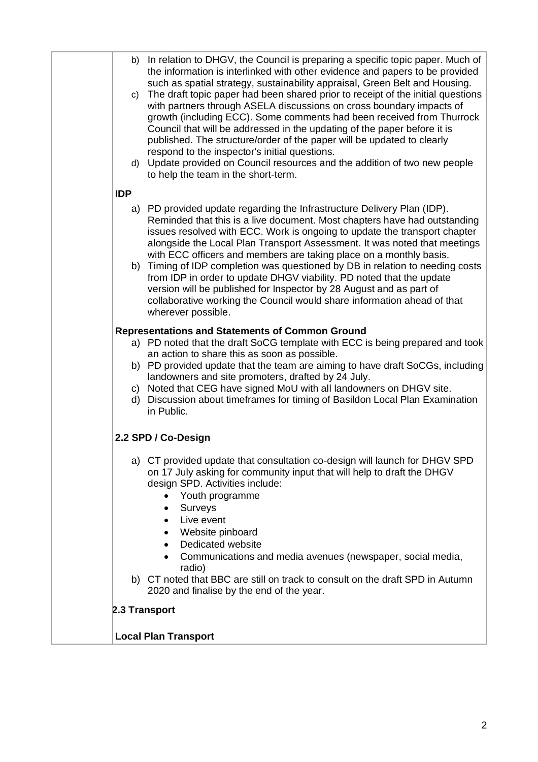b) In relation to DHGV, the Council is preparing a specific topic paper. Much of the information is interlinked with other evidence and papers to be provided such as spatial strategy, sustainability appraisal, Green Belt and Housing.
c) The draft topic paper had been shared prior to receipt of the initial questions with partners through ASELA discussions on cross boundary impacts of growth (including ECC). Some comments had been received from Thurrock Council that will be addressed in the updating of the paper before it is published. The structure/order of the paper will be updated to clearly respond to the inspector's initial questions.
d) Update provided on Council resources and the addition of two new people to help the team in the short-term.

**IDP**

a) PD provided update regarding the Infrastructure Delivery Plan (IDP). Reminded that this is a live document. Most chapters have had outstanding issues resolved with ECC. Work is ongoing to update the transport chapter alongside the Local Plan Transport Assessment. It was noted that meetings with ECC officers and members are taking place on a monthly basis.
b) Timing of IDP completion was questioned by DB in relation to needing costs from IDP in order to update DHGV viability. PD noted that the update version will be published for Inspector by 28 August and as part of collaborative working the Council would share information ahead of that wherever possible.

**Representations and Statements of Common Ground**

a) PD noted that the draft SoCG template with ECC is being prepared and took an action to share this as soon as possible.
b) PD provided update that the team are aiming to have draft SoCGs, including landowners and site promoters, drafted by 24 July.
c) Noted that CEG have signed MoU with all landowners on DHGV site.
d) Discussion about timeframes for timing of Basildon Local Plan Examination in Public.

**2.2 SPD / Co-Design**

a) CT provided update that consultation co-design will launch for DHGV SPD on 17 July asking for community input that will help to draft the DHGV design SPD. Activities include:
   - Youth programme
   - Surveys
   - Live event
   - Website pinboard
   - Dedicated website
   - Communications and media avenues (newspaper, social media, radio)
b) CT noted that BBC are still on track to consult on the draft SPD in Autumn 2020 and finalise by the end of the year.

**2.3 Transport**

**Local Plan Transport**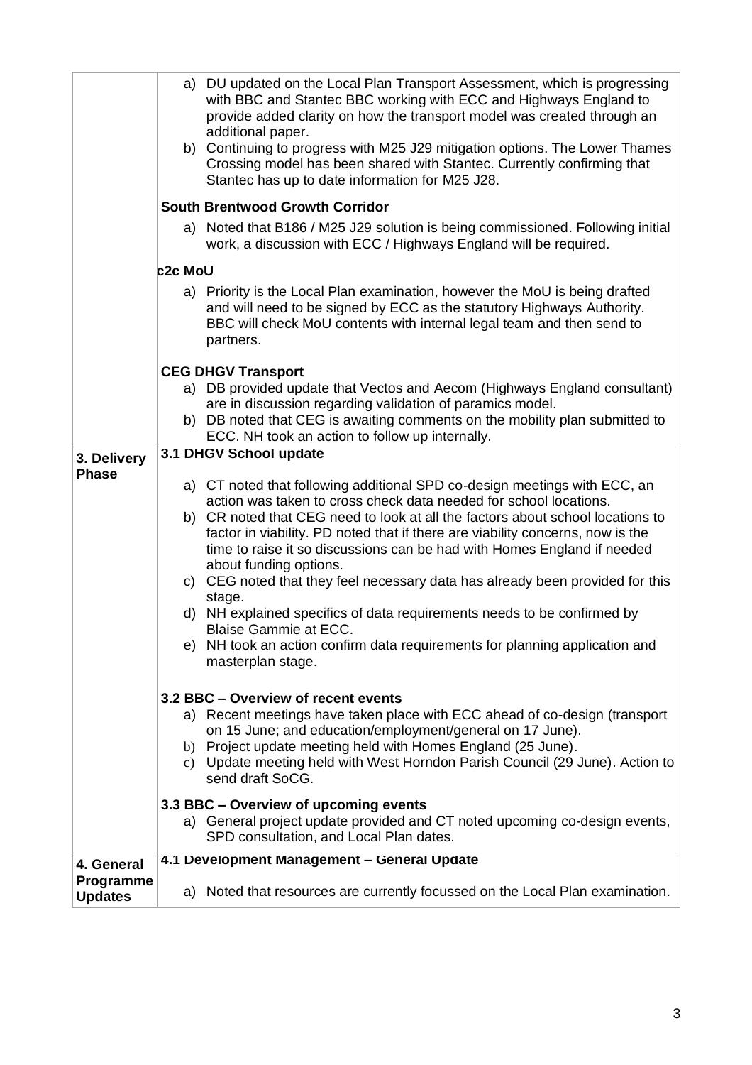| | |
|---|---|
| | a) DU updated on the Local Plan Transport Assessment, which is progressing with BBC and Stantec BBC working with ECC and Highways England to provide added clarity on how the transport model was created through an additional paper.<br>b) Continuing to progress with M25 J29 mitigation options. The Lower Thames Crossing model has been shared with Stantec. Currently confirming that Stantec has up to date information for M25 J28.<br><br>**South Brentwood Growth Corridor**<br><br>a) Noted that B186 / M25 J29 solution is being commissioned. Following initial work, a discussion with ECC / Highways England will be required.<br><br>**c2c MoU**<br><br>a) Priority is the Local Plan examination, however the MoU is being drafted and will need to be signed by ECC as the statutory Highways Authority. BBC will check MoU contents with internal legal team and then send to partners.<br><br>**CEG DHGV Transport**<br><br>a) DB provided update that Vectos and Aecom (Highways England consultant) are in discussion regarding validation of paramics model.<br>b) DB noted that CEG is awaiting comments on the mobility plan submitted to ECC. NH took an action to follow up internally. |
| **3. Delivery Phase** | **3.1 DHGV School update**<br><br>a) CT noted that following additional SPD co-design meetings with ECC, an action was taken to cross check data needed for school locations.<br>b) CR noted that CEG need to look at all the factors about school locations to factor in viability. PD noted that if there are viability concerns, now is the time to raise it so discussions can be had with Homes England if needed about funding options.<br>c) CEG noted that they feel necessary data has already been provided for this stage.<br>d) NH explained specifics of data requirements needs to be confirmed by Blaise Gammie at ECC.<br>e) NH took an action confirm data requirements for planning application and masterplan stage.<br><br>**3.2 BBC – Overview of recent events**<br><br>a) Recent meetings have taken place with ECC ahead of co-design (transport on 15 June; and education/employment/general on 17 June).<br>b) Project update meeting held with Homes England (25 June).<br>c) Update meeting held with West Horndon Parish Council (29 June). Action to send draft SoCG.<br><br>**3.3 BBC – Overview of upcoming events**<br><br>a) General project update provided and CT noted upcoming co-design events, SPD consultation, and Local Plan dates. |
| **4. General Programme Updates** | **4.1 Development Management – General Update**<br><br>a) Noted that resources are currently focussed on the Local Plan examination. |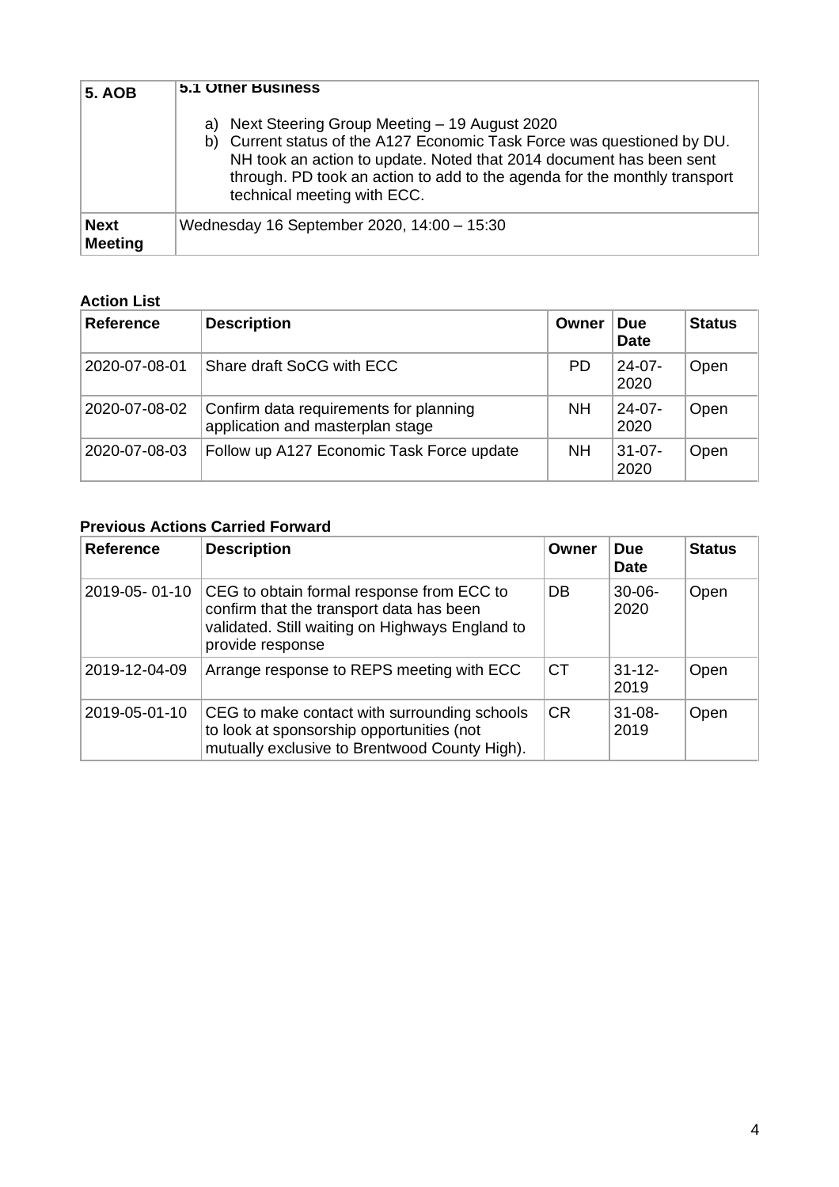| | |
|---|---|
| **5. AOB** | **5.1 Other Business**<br><br>a) Next Steering Group Meeting – 19 August 2020<br>b) Current status of the A127 Economic Task Force was questioned by DU. NH took an action to update. Noted that 2014 document has been sent through. PD took an action to add to the agenda for the monthly transport technical meeting with ECC. |
| **Next Meeting** | Wednesday 16 September 2020, 14:00 – 15:30 |

**Action List**

| Reference | Description | Owner | Due Date | Status |
|---|---|---|---|---|
| 2020-07-08-01 | Share draft SoCG with ECC | PD | 24-07-2020 | Open |
| 2020-07-08-02 | Confirm data requirements for planning application and masterplan stage | NH | 24-07-2020 | Open |
| 2020-07-08-03 | Follow up A127 Economic Task Force update | NH | 31-07-2020 | Open |

**Previous Actions Carried Forward**

| Reference | Description | Owner | Due Date | Status |
|---|---|---|---|---|
| 2019-05- 01-10 | CEG to obtain formal response from ECC to confirm that the transport data has been validated. Still waiting on Highways England to provide response | DB | 30-06-2020 | Open |
| 2019-12-04-09 | Arrange response to REPS meeting with ECC | CT | 31-12-2019 | Open |
| 2019-05-01-10 | CEG to make contact with surrounding schools to look at sponsorship opportunities (not mutually exclusive to Brentwood County High). | CR | 31-08-2019 | Open |